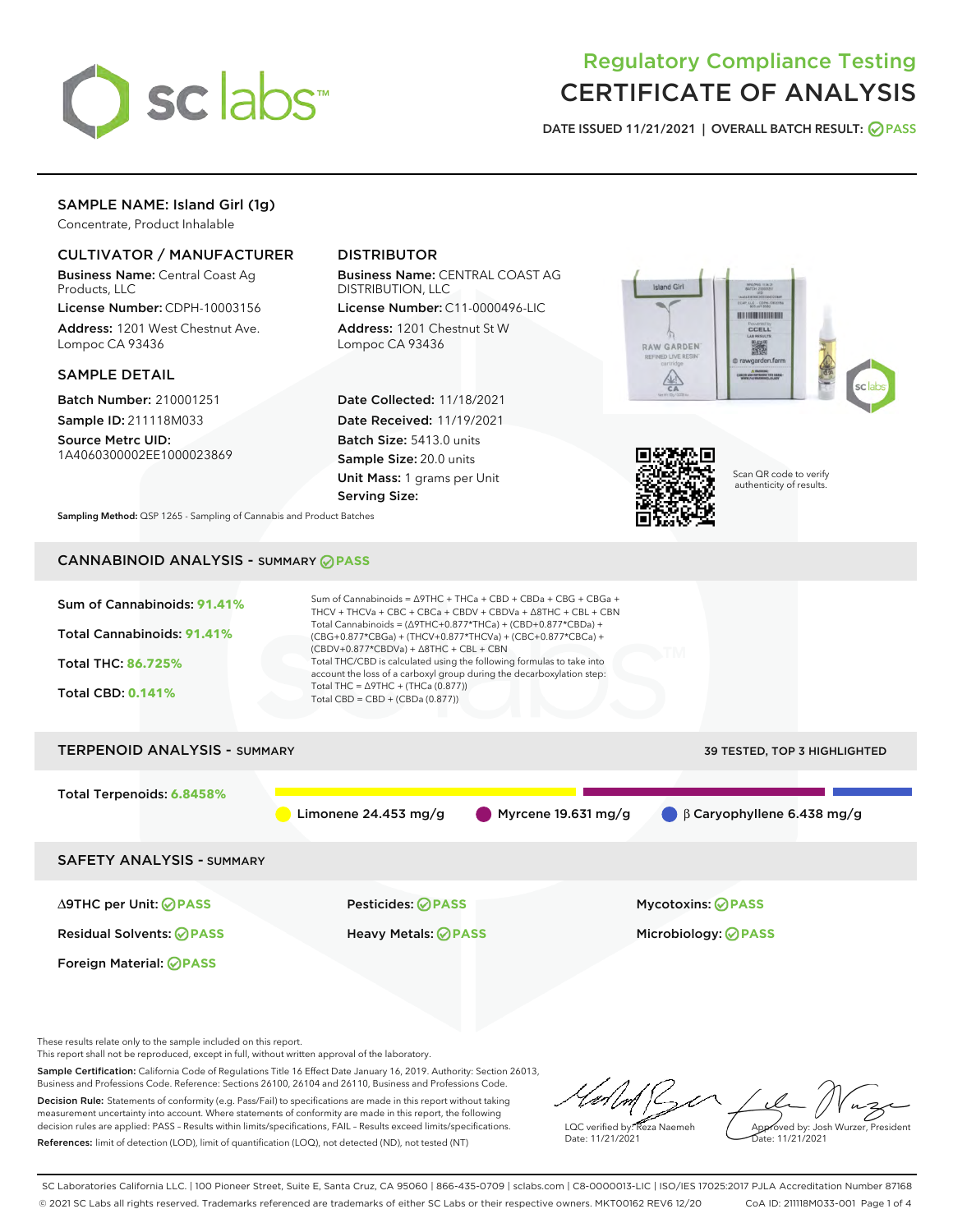# Regulatory Compliance Testing
# CERTIFICATE OF ANALYSIS

DATE ISSUED 11/21/2021 | OVERALL BATCH RESULT: PASS

## SAMPLE NAME: Island Girl (1g)

Concentrate, Product Inhalable

### CULTIVATOR / MANUFACTURER

**Business Name:** Central Coast Ag Products, LLC

**License Number:** CDPH-10003156

**Address:** 1201 West Chestnut Ave. Lompoc CA 93436

### DISTRIBUTOR

**Business Name:** CENTRAL COAST AG DISTRIBUTION, LLC

**License Number:** C11-0000496-LIC

**Address:** 1201 Chestnut St W Lompoc CA 93436

### SAMPLE DETAIL

**Batch Number:** 210001251

**Sample ID:** 211118M033

**Source Metrc UID:** 1A4060300002EE1000023869

**Date Collected:** 11/18/2021

**Date Received:** 11/19/2021

**Batch Size:** 5413.0 units

**Sample Size:** 20.0 units

**Unit Mass:** 1 grams per Unit

**Serving Size:**

Scan QR code to verify authenticity of results.

**Sampling Method:** QSP 1265 - Sampling of Cannabis and Product Batches

## CANNABINOID ANALYSIS - SUMMARY PASS

Sum of Cannabinoids: **91.41%**

Total Cannabinoids: **91.41%**

Total THC: **86.725%**

Total CBD: **0.141%**

Sum of Cannabinoids = Δ9THC + THCa + CBD + CBDa + CBG + CBGa + THCV + THCVa + CBC + CBCa + CBDV + CBDVa + Δ8THC + CBL + CBN

Total Cannabinoids = (Δ9THC+0.877*THCa) + (CBD+0.877*CBDa) + (CBG+0.877*CBGa) + (THCV+0.877*THCVa) + (CBC+0.877*CBCa) + (CBDV+0.877*CBDVa) + Δ8THC + CBL + CBN

Total THC/CBD is calculated using the following formulas to take into account the loss of a carboxyl group during the decarboxylation step:

Total THC = Δ9THC + (THCa (0.877))

Total CBD = CBD + (CBDa (0.877))

## TERPENOID ANALYSIS - SUMMARY

39 TESTED, TOP 3 HIGHLIGHTED

Total Terpenoids: **6.8458%**

Limonene 24.453 mg/g | Myrcene 19.631 mg/g | β Caryophyllene 6.438 mg/g

## SAFETY ANALYSIS - SUMMARY

| | | |
|---|---|---|
| Δ9THC per Unit: PASS | Pesticides: PASS | Mycotoxins: PASS |
| Residual Solvents: PASS | Heavy Metals: PASS | Microbiology: PASS |
| Foreign Material: PASS | | |

These results relate only to the sample included on this report.
This report shall not be reproduced, except in full, without written approval of the laboratory.

**Sample Certification:** California Code of Regulations Title 16 Effect Date January 16, 2019. Authority: Section 26013, Business and Professions Code. Reference: Sections 26100, 26104 and 26110, Business and Professions Code.

**Decision Rule:** Statements of conformity (e.g. Pass/Fail) to specifications are made in this report without taking measurement uncertainty into account. Where statements of conformity are made in this report, the following decision rules are applied: PASS – Results within limits/specifications, FAIL – Results exceed limits/specifications.

**References:** limit of detection (LOD), limit of quantification (LOQ), not detected (ND), not tested (NT)

LQC verified by: Reza Naemeh
Date: 11/21/2021

Approved by: Josh Wurzer, President
Date: 11/21/2021

SC Laboratories California LLC. | 100 Pioneer Street, Suite E, Santa Cruz, CA 95060 | 866-435-0709 | sclabs.com | C8-0000013-LIC | ISO/IES 17025:2017 PJLA Accreditation Number 87168
© 2021 SC Labs all rights reserved. Trademarks referenced are trademarks of either SC Labs or their respective owners. MKT00162 REV6 12/20 CoA ID: 211118M033-001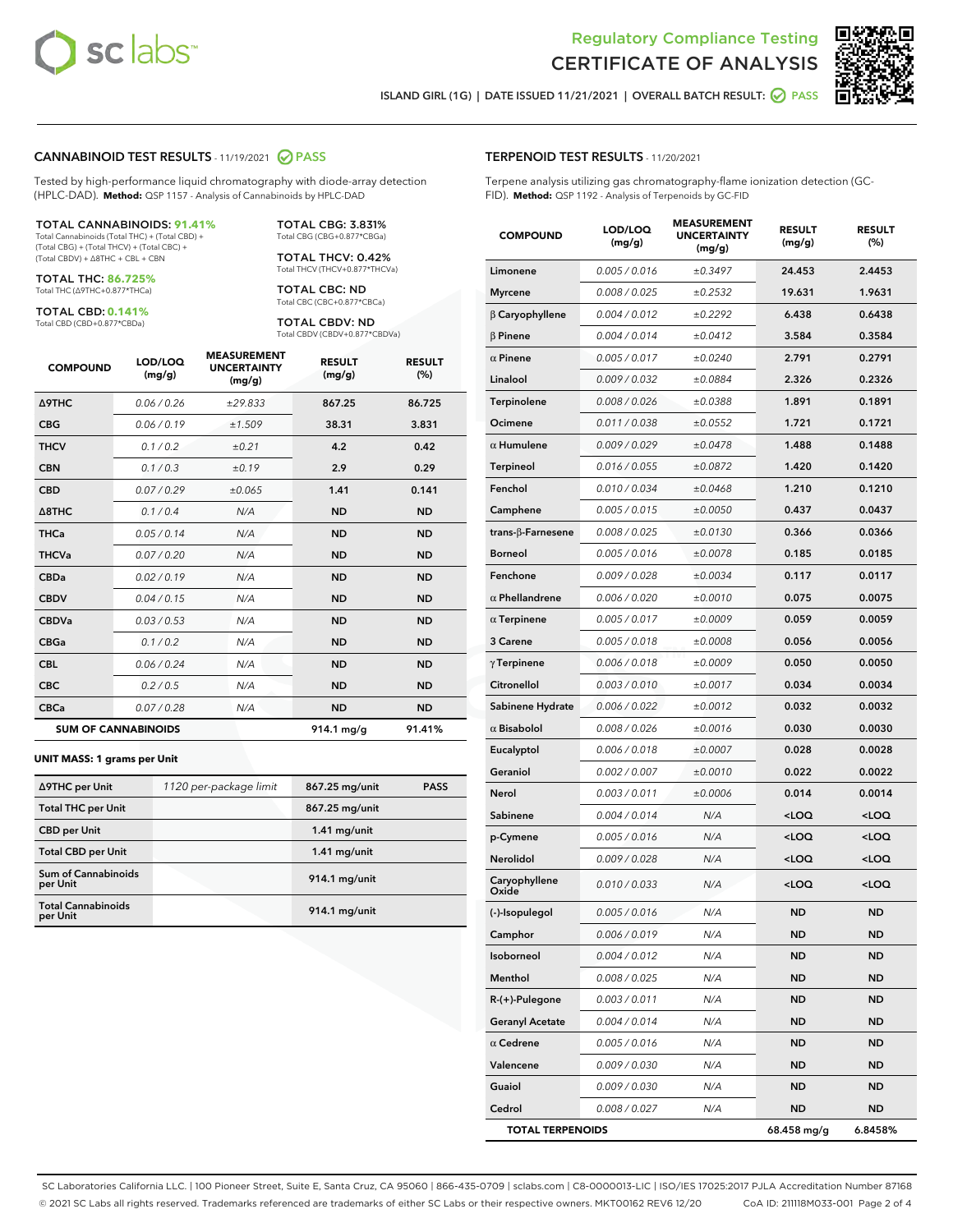Regulatory Compliance Testing

# CERTIFICATE OF ANALYSIS

ISLAND GIRL (1G) | DATE ISSUED 11/21/2021 | OVERALL BATCH RESULT: PASS

## CANNABINOID TEST RESULTS - 11/19/2021 PASS

Tested by high-performance liquid chromatography with diode-array detection (HPLC-DAD). **Method:** QSP 1157 - Analysis of Cannabinoids by HPLC-DAD

**TOTAL CANNABINOIDS: 91.41%**
Total Cannabinoids (Total THC) + (Total CBD) + (Total CBG) + (Total THCV) + (Total CBC) + (Total CBDV) + Δ8THC + CBL + CBN

**TOTAL THC: 86.725%**
Total THC (Δ9THC+0.877*THCa)

**TOTAL CBD: 0.141%**
Total CBD (CBD+0.877*CBDa)

**TOTAL CBG: 3.831%**
Total CBG (CBG+0.877*CBGa)

**TOTAL THCV: 0.42%**
Total THCV (THCV+0.877*THCVa)

**TOTAL CBC: ND**
Total CBC (CBC+0.877*CBCa)

**TOTAL CBDV: ND**
Total CBDV (CBDV+0.877*CBDVa)

| COMPOUND | LOD/LOQ (mg/g) | MEASUREMENT UNCERTAINTY (mg/g) | RESULT (mg/g) | RESULT (%) |
|---|---|---|---|---|
| Δ9THC | 0.06 / 0.26 | ±29.833 | 867.25 | 86.725 |
| CBG | 0.06 / 0.19 | ±1.509 | 38.31 | 3.831 |
| THCV | 0.1 / 0.2 | ±0.21 | 4.2 | 0.42 |
| CBN | 0.1 / 0.3 | ±0.19 | 2.9 | 0.29 |
| CBD | 0.07 / 0.29 | ±0.065 | 1.41 | 0.141 |
| Δ8THC | 0.1 / 0.4 | N/A | ND | ND |
| THCa | 0.05 / 0.14 | N/A | ND | ND |
| THCVa | 0.07 / 0.20 | N/A | ND | ND |
| CBDa | 0.02 / 0.19 | N/A | ND | ND |
| CBDV | 0.04 / 0.15 | N/A | ND | ND |
| CBDVa | 0.03 / 0.53 | N/A | ND | ND |
| CBGa | 0.1 / 0.2 | N/A | ND | ND |
| CBL | 0.06 / 0.24 | N/A | ND | ND |
| CBC | 0.2 / 0.5 | N/A | ND | ND |
| CBCa | 0.07 / 0.28 | N/A | ND | ND |
| **SUM OF CANNABINOIDS** | | | **914.1 mg/g** | **91.41%** |

**UNIT MASS: 1 grams per Unit**

| | | | |
|---|---|---|---|
| Δ9THC per Unit | 1120 per-package limit | 867.25 mg/unit | PASS |
| Total THC per Unit | | 867.25 mg/unit | |
| CBD per Unit | | 1.41 mg/unit | |
| Total CBD per Unit | | 1.41 mg/unit | |
| Sum of Cannabinoids per Unit | | 914.1 mg/unit | |
| Total Cannabinoids per Unit | | 914.1 mg/unit | |

## TERPENOID TEST RESULTS - 11/20/2021

Terpene analysis utilizing gas chromatography-flame ionization detection (GC-FID). **Method:** QSP 1192 - Analysis of Terpenoids by GC-FID

| COMPOUND | LOD/LOQ (mg/g) | MEASUREMENT UNCERTAINTY (mg/g) | RESULT (mg/g) | RESULT (%) |
|---|---|---|---|---|
| Limonene | 0.005 / 0.016 | ±0.3497 | 24.453 | 2.4453 |
| Myrcene | 0.008 / 0.025 | ±0.2532 | 19.631 | 1.9631 |
| β Caryophyllene | 0.004 / 0.012 | ±0.2292 | 6.438 | 0.6438 |
| β Pinene | 0.004 / 0.014 | ±0.0412 | 3.584 | 0.3584 |
| α Pinene | 0.005 / 0.017 | ±0.0240 | 2.791 | 0.2791 |
| Linalool | 0.009 / 0.032 | ±0.0884 | 2.326 | 0.2326 |
| Terpinolene | 0.008 / 0.026 | ±0.0388 | 1.891 | 0.1891 |
| Ocimene | 0.011 / 0.038 | ±0.0552 | 1.721 | 0.1721 |
| α Humulene | 0.009 / 0.029 | ±0.0478 | 1.488 | 0.1488 |
| Terpineol | 0.016 / 0.055 | ±0.0872 | 1.420 | 0.1420 |
| Fenchol | 0.010 / 0.034 | ±0.0468 | 1.210 | 0.1210 |
| Camphene | 0.005 / 0.015 | ±0.0050 | 0.437 | 0.0437 |
| trans-β-Farnesene | 0.008 / 0.025 | ±0.0130 | 0.366 | 0.0366 |
| Borneol | 0.005 / 0.016 | ±0.0078 | 0.185 | 0.0185 |
| Fenchone | 0.009 / 0.028 | ±0.0034 | 0.117 | 0.0117 |
| α Phellandrene | 0.006 / 0.020 | ±0.0010 | 0.075 | 0.0075 |
| α Terpinene | 0.005 / 0.017 | ±0.0009 | 0.059 | 0.0059 |
| 3 Carene | 0.005 / 0.018 | ±0.0008 | 0.056 | 0.0056 |
| γ Terpinene | 0.006 / 0.018 | ±0.0009 | 0.050 | 0.0050 |
| Citronellol | 0.003 / 0.010 | ±0.0017 | 0.034 | 0.0034 |
| Sabinene Hydrate | 0.006 / 0.022 | ±0.0012 | 0.032 | 0.0032 |
| α Bisabolol | 0.008 / 0.026 | ±0.0016 | 0.030 | 0.0030 |
| Eucalyptol | 0.006 / 0.018 | ±0.0007 | 0.028 | 0.0028 |
| Geraniol | 0.002 / 0.007 | ±0.0010 | 0.022 | 0.0022 |
| Nerol | 0.003 / 0.011 | ±0.0006 | 0.014 | 0.0014 |
| Sabinene | 0.004 / 0.014 | N/A | <LOQ | <LOQ |
| p-Cymene | 0.005 / 0.016 | N/A | <LOQ | <LOQ |
| Nerolidol | 0.009 / 0.028 | N/A | <LOQ | <LOQ |
| Caryophyllene Oxide | 0.010 / 0.033 | N/A | <LOQ | <LOQ |
| (-)-Isopulegol | 0.005 / 0.016 | N/A | ND | ND |
| Camphor | 0.006 / 0.019 | N/A | ND | ND |
| Isoborneol | 0.004 / 0.012 | N/A | ND | ND |
| Menthol | 0.008 / 0.025 | N/A | ND | ND |
| R-(+)-Pulegone | 0.003 / 0.011 | N/A | ND | ND |
| Geranyl Acetate | 0.004 / 0.014 | N/A | ND | ND |
| α Cedrene | 0.005 / 0.016 | N/A | ND | ND |
| Valencene | 0.009 / 0.030 | N/A | ND | ND |
| Guaiol | 0.009 / 0.030 | N/A | ND | ND |
| Cedrol | 0.008 / 0.027 | N/A | ND | ND |
| **TOTAL TERPENOIDS** | | | **68.458 mg/g** | **6.8458%** |

SC Laboratories California LLC. | 100 Pioneer Street, Suite E, Santa Cruz, CA 95060 | 866-435-0709 | sclabs.com | C8-0000013-LIC | ISO/IES 17025:2017 PJLA Accreditation Number 87168
© 2021 SC Labs all rights reserved. Trademarks referenced are trademarks of either SC Labs or their respective owners. MKT00162 REV6 12/20 CoA ID: 211118M033-001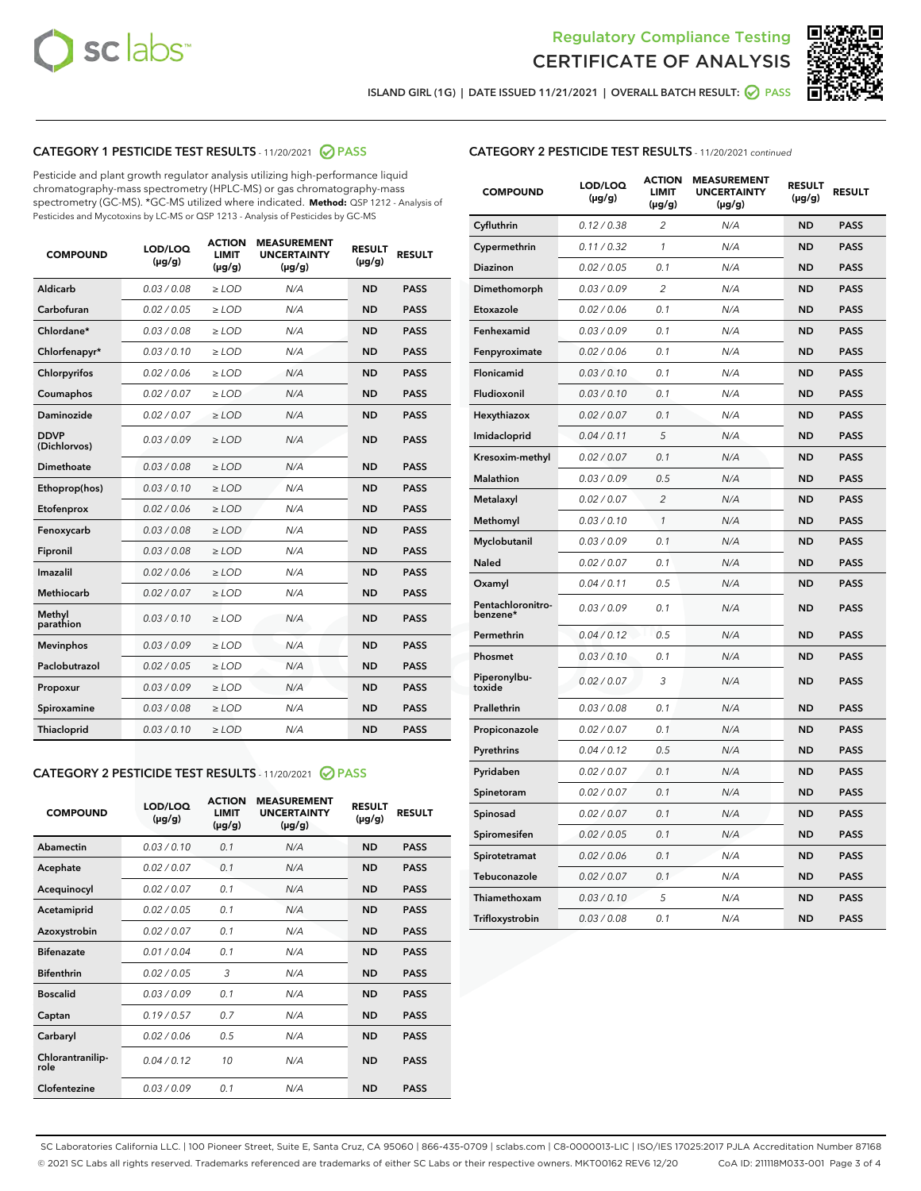Regulatory Compliance Testing
# CERTIFICATE OF ANALYSIS

ISLAND GIRL (1G) | DATE ISSUED 11/21/2021 | OVERALL BATCH RESULT: PASS

## CATEGORY 1 PESTICIDE TEST RESULTS - 11/20/2021 PASS

Pesticide and plant growth regulator analysis utilizing high-performance liquid chromatography-mass spectrometry (HPLC-MS) or gas chromatography-mass spectrometry (GC-MS). *GC-MS utilized where indicated. **Method:** QSP 1212 - Analysis of Pesticides and Mycotoxins by LC-MS or QSP 1213 - Analysis of Pesticides by GC-MS

| COMPOUND | LOD/LOQ (µg/g) | ACTION LIMIT (µg/g) | MEASUREMENT UNCERTAINTY (µg/g) | RESULT (µg/g) | RESULT |
|---|---|---|---|---|---|
| Aldicarb | 0.03 / 0.08 | ≥ LOD | N/A | ND | PASS |
| Carbofuran | 0.02 / 0.05 | ≥ LOD | N/A | ND | PASS |
| Chlordane* | 0.03 / 0.08 | ≥ LOD | N/A | ND | PASS |
| Chlorfenapyr* | 0.03 / 0.10 | ≥ LOD | N/A | ND | PASS |
| Chlorpyrifos | 0.02 / 0.06 | ≥ LOD | N/A | ND | PASS |
| Coumaphos | 0.02 / 0.07 | ≥ LOD | N/A | ND | PASS |
| Daminozide | 0.02 / 0.07 | ≥ LOD | N/A | ND | PASS |
| DDVP (Dichlorvos) | 0.03 / 0.09 | ≥ LOD | N/A | ND | PASS |
| Dimethoate | 0.03 / 0.08 | ≥ LOD | N/A | ND | PASS |
| Ethoprop(hos) | 0.03 / 0.10 | ≥ LOD | N/A | ND | PASS |
| Etofenprox | 0.02 / 0.06 | ≥ LOD | N/A | ND | PASS |
| Fenoxycarb | 0.03 / 0.08 | ≥ LOD | N/A | ND | PASS |
| Fipronil | 0.03 / 0.08 | ≥ LOD | N/A | ND | PASS |
| Imazalil | 0.02 / 0.06 | ≥ LOD | N/A | ND | PASS |
| Methiocarb | 0.02 / 0.07 | ≥ LOD | N/A | ND | PASS |
| Methyl parathion | 0.03 / 0.10 | ≥ LOD | N/A | ND | PASS |
| Mevinphos | 0.03 / 0.09 | ≥ LOD | N/A | ND | PASS |
| Paclobutrazol | 0.02 / 0.05 | ≥ LOD | N/A | ND | PASS |
| Propoxur | 0.03 / 0.09 | ≥ LOD | N/A | ND | PASS |
| Spiroxamine | 0.03 / 0.08 | ≥ LOD | N/A | ND | PASS |
| Thiacloprid | 0.03 / 0.10 | ≥ LOD | N/A | ND | PASS |

## CATEGORY 2 PESTICIDE TEST RESULTS - 11/20/2021 PASS

| COMPOUND | LOD/LOQ (µg/g) | ACTION LIMIT (µg/g) | MEASUREMENT UNCERTAINTY (µg/g) | RESULT (µg/g) | RESULT |
|---|---|---|---|---|---|
| Abamectin | 0.03 / 0.10 | 0.1 | N/A | ND | PASS |
| Acephate | 0.02 / 0.07 | 0.1 | N/A | ND | PASS |
| Acequinocyl | 0.02 / 0.07 | 0.1 | N/A | ND | PASS |
| Acetamiprid | 0.02 / 0.05 | 0.1 | N/A | ND | PASS |
| Azoxystrobin | 0.02 / 0.07 | 0.1 | N/A | ND | PASS |
| Bifenazate | 0.01 / 0.04 | 0.1 | N/A | ND | PASS |
| Bifenthrin | 0.02 / 0.05 | 3 | N/A | ND | PASS |
| Boscalid | 0.03 / 0.09 | 0.1 | N/A | ND | PASS |
| Captan | 0.19 / 0.57 | 0.7 | N/A | ND | PASS |
| Carbaryl | 0.02 / 0.06 | 0.5 | N/A | ND | PASS |
| Chlorantraniliprole | 0.04 / 0.12 | 10 | N/A | ND | PASS |
| Clofentezine | 0.03 / 0.09 | 0.1 | N/A | ND | PASS |
| Cyfluthrin | 0.12 / 0.38 | 2 | N/A | ND | PASS |
| Cypermethrin | 0.11 / 0.32 | 1 | N/A | ND | PASS |
| Diazinon | 0.02 / 0.05 | 0.1 | N/A | ND | PASS |
| Dimethomorph | 0.03 / 0.09 | 2 | N/A | ND | PASS |
| Etoxazole | 0.02 / 0.06 | 0.1 | N/A | ND | PASS |
| Fenhexamid | 0.03 / 0.09 | 0.1 | N/A | ND | PASS |
| Fenpyroximate | 0.02 / 0.06 | 0.1 | N/A | ND | PASS |
| Flonicamid | 0.03 / 0.10 | 0.1 | N/A | ND | PASS |
| Fludioxonil | 0.03 / 0.10 | 0.1 | N/A | ND | PASS |
| Hexythiazox | 0.02 / 0.07 | 0.1 | N/A | ND | PASS |
| Imidacloprid | 0.04 / 0.11 | 5 | N/A | ND | PASS |
| Kresoxim-methyl | 0.02 / 0.07 | 0.1 | N/A | ND | PASS |
| Malathion | 0.03 / 0.09 | 0.5 | N/A | ND | PASS |
| Metalaxyl | 0.02 / 0.07 | 2 | N/A | ND | PASS |
| Methomyl | 0.03 / 0.10 | 1 | N/A | ND | PASS |
| Myclobutanil | 0.03 / 0.09 | 0.1 | N/A | ND | PASS |
| Naled | 0.02 / 0.07 | 0.1 | N/A | ND | PASS |
| Oxamyl | 0.04 / 0.11 | 0.5 | N/A | ND | PASS |
| Pentachloronitrobenzene* | 0.03 / 0.09 | 0.1 | N/A | ND | PASS |
| Permethrin | 0.04 / 0.12 | 0.5 | N/A | ND | PASS |
| Phosmet | 0.03 / 0.10 | 0.1 | N/A | ND | PASS |
| Piperonylbutoxide | 0.02 / 0.07 | 3 | N/A | ND | PASS |
| Prallethrin | 0.03 / 0.08 | 0.1 | N/A | ND | PASS |
| Propiconazole | 0.02 / 0.07 | 0.1 | N/A | ND | PASS |
| Pyrethrins | 0.04 / 0.12 | 0.5 | N/A | ND | PASS |
| Pyridaben | 0.02 / 0.07 | 0.1 | N/A | ND | PASS |
| Spinetoram | 0.02 / 0.07 | 0.1 | N/A | ND | PASS |
| Spinosad | 0.02 / 0.07 | 0.1 | N/A | ND | PASS |
| Spiromesifen | 0.02 / 0.05 | 0.1 | N/A | ND | PASS |
| Spirotetramat | 0.02 / 0.06 | 0.1 | N/A | ND | PASS |
| Tebuconazole | 0.02 / 0.07 | 0.1 | N/A | ND | PASS |
| Thiamethoxam | 0.03 / 0.10 | 5 | N/A | ND | PASS |
| Trifloxystrobin | 0.03 / 0.08 | 0.1 | N/A | ND | PASS |

SC Laboratories California LLC. | 100 Pioneer Street, Suite E, Santa Cruz, CA 95060 | 866-435-0709 | sclabs.com | C8-0000013-LIC | ISO/IES 17025:2017 PJLA Accreditation Number 87168
© 2021 SC Labs all rights reserved. Trademarks referenced are trademarks of either SC Labs or their respective owners. MKT00162 REV6 12/20 CoA ID: 211118M033-001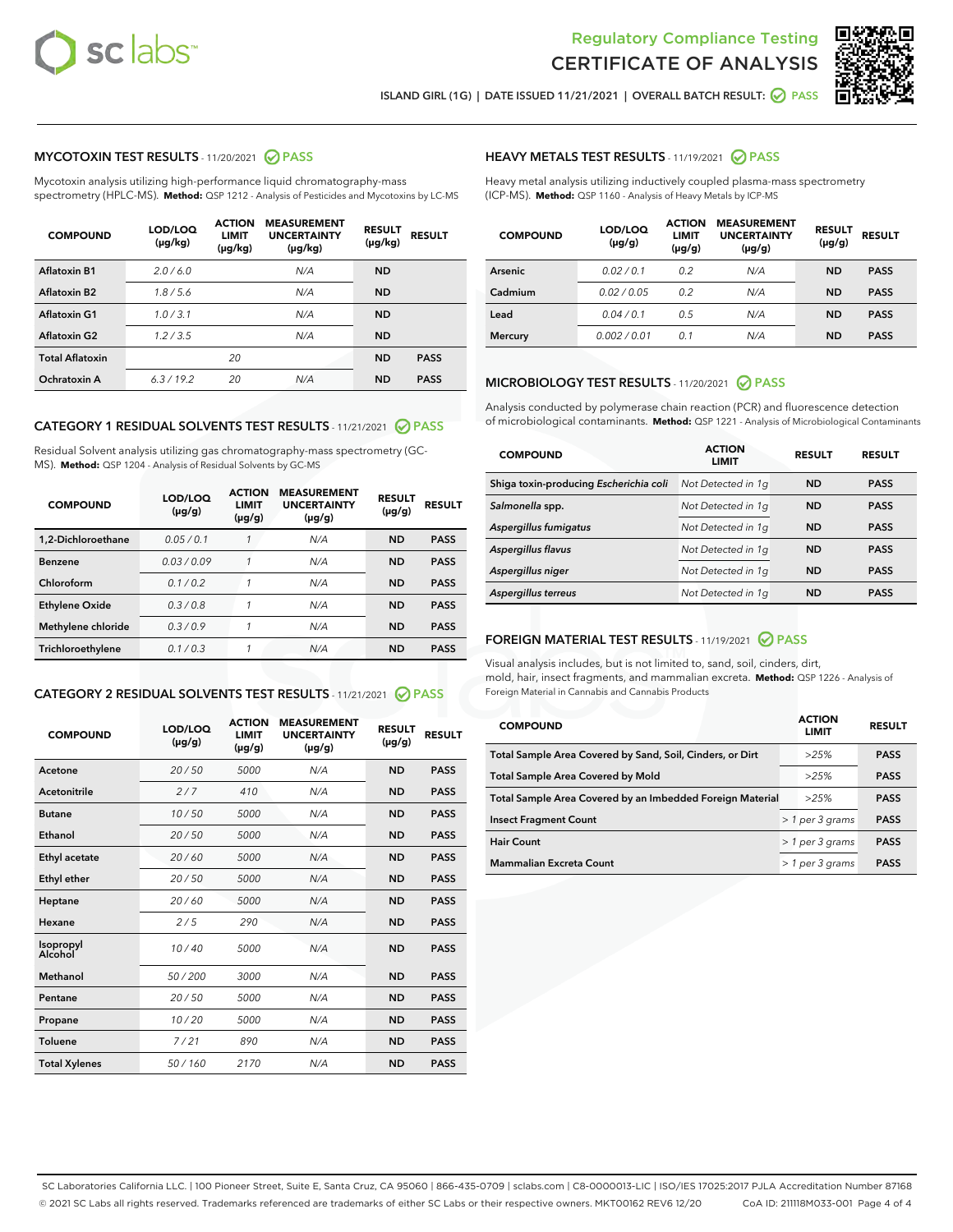Regulatory Compliance Testing
# CERTIFICATE OF ANALYSIS

ISLAND GIRL (1G) | DATE ISSUED 11/21/2021 | OVERALL BATCH RESULT: PASS

## MYCOTOXIN TEST RESULTS - 11/20/2021 PASS

Mycotoxin analysis utilizing high-performance liquid chromatography-mass spectrometry (HPLC-MS). **Method:** QSP 1212 - Analysis of Pesticides and Mycotoxins by LC-MS

| COMPOUND | LOD/LOQ (μg/kg) | ACTION LIMIT (μg/kg) | MEASUREMENT UNCERTAINTY (μg/kg) | RESULT (μg/kg) | RESULT |
|---|---|---|---|---|---|
| Aflatoxin B1 | 2.0 / 6.0 | | N/A | ND | |
| Aflatoxin B2 | 1.8 / 5.6 | | N/A | ND | |
| Aflatoxin G1 | 1.0 / 3.1 | | N/A | ND | |
| Aflatoxin G2 | 1.2 / 3.5 | | N/A | ND | |
| Total Aflatoxin | | 20 | | ND | PASS |
| Ochratoxin A | 6.3 / 19.2 | 20 | N/A | ND | PASS |

## CATEGORY 1 RESIDUAL SOLVENTS TEST RESULTS - 11/21/2021 PASS

Residual Solvent analysis utilizing gas chromatography-mass spectrometry (GC-MS). **Method:** QSP 1204 - Analysis of Residual Solvents by GC-MS

| COMPOUND | LOD/LOQ (μg/g) | ACTION LIMIT (μg/g) | MEASUREMENT UNCERTAINTY (μg/g) | RESULT (μg/g) | RESULT |
|---|---|---|---|---|---|
| 1,2-Dichloroethane | 0.05 / 0.1 | 1 | N/A | ND | PASS |
| Benzene | 0.03 / 0.09 | 1 | N/A | ND | PASS |
| Chloroform | 0.1 / 0.2 | 1 | N/A | ND | PASS |
| Ethylene Oxide | 0.3 / 0.8 | 1 | N/A | ND | PASS |
| Methylene chloride | 0.3 / 0.9 | 1 | N/A | ND | PASS |
| Trichloroethylene | 0.1 / 0.3 | 1 | N/A | ND | PASS |

## CATEGORY 2 RESIDUAL SOLVENTS TEST RESULTS - 11/21/2021 PASS

| COMPOUND | LOD/LOQ (μg/g) | ACTION LIMIT (μg/g) | MEASUREMENT UNCERTAINTY (μg/g) | RESULT (μg/g) | RESULT |
|---|---|---|---|---|---|
| Acetone | 20 / 50 | 5000 | N/A | ND | PASS |
| Acetonitrile | 2 / 7 | 410 | N/A | ND | PASS |
| Butane | 10 / 50 | 5000 | N/A | ND | PASS |
| Ethanol | 20 / 50 | 5000 | N/A | ND | PASS |
| Ethyl acetate | 20 / 60 | 5000 | N/A | ND | PASS |
| Ethyl ether | 20 / 50 | 5000 | N/A | ND | PASS |
| Heptane | 20 / 60 | 5000 | N/A | ND | PASS |
| Hexane | 2 / 5 | 290 | N/A | ND | PASS |
| Isopropyl Alcohol | 10 / 40 | 5000 | N/A | ND | PASS |
| Methanol | 50 / 200 | 3000 | N/A | ND | PASS |
| Pentane | 20 / 50 | 5000 | N/A | ND | PASS |
| Propane | 10 / 20 | 5000 | N/A | ND | PASS |
| Toluene | 7 / 21 | 890 | N/A | ND | PASS |
| Total Xylenes | 50 / 160 | 2170 | N/A | ND | PASS |

## HEAVY METALS TEST RESULTS - 11/19/2021 PASS

Heavy metal analysis utilizing inductively coupled plasma-mass spectrometry (ICP-MS). **Method:** QSP 1160 - Analysis of Heavy Metals by ICP-MS

| COMPOUND | LOD/LOQ (μg/g) | ACTION LIMIT (μg/g) | MEASUREMENT UNCERTAINTY (μg/g) | RESULT (μg/g) | RESULT |
|---|---|---|---|---|---|
| Arsenic | 0.02 / 0.1 | 0.2 | N/A | ND | PASS |
| Cadmium | 0.02 / 0.05 | 0.2 | N/A | ND | PASS |
| Lead | 0.04 / 0.1 | 0.5 | N/A | ND | PASS |
| Mercury | 0.002 / 0.01 | 0.1 | N/A | ND | PASS |

## MICROBIOLOGY TEST RESULTS - 11/20/2021 PASS

Analysis conducted by polymerase chain reaction (PCR) and fluorescence detection of microbiological contaminants. **Method:** QSP 1221 - Analysis of Microbiological Contaminants

| COMPOUND | ACTION LIMIT | RESULT | RESULT |
|---|---|---|---|
| Shiga toxin-producing *Escherichia coli* | Not Detected in 1g | ND | PASS |
| *Salmonella* spp. | Not Detected in 1g | ND | PASS |
| *Aspergillus fumigatus* | Not Detected in 1g | ND | PASS |
| *Aspergillus flavus* | Not Detected in 1g | ND | PASS |
| *Aspergillus niger* | Not Detected in 1g | ND | PASS |
| *Aspergillus terreus* | Not Detected in 1g | ND | PASS |

## FOREIGN MATERIAL TEST RESULTS - 11/19/2021 PASS

Visual analysis includes, but is not limited to, sand, soil, cinders, dirt, mold, hair, insect fragments, and mammalian excreta. **Method:** QSP 1226 - Analysis of Foreign Material in Cannabis and Cannabis Products

| COMPOUND | ACTION LIMIT | RESULT |
|---|---|---|
| Total Sample Area Covered by Sand, Soil, Cinders, or Dirt | >25% | PASS |
| Total Sample Area Covered by Mold | >25% | PASS |
| Total Sample Area Covered by an Imbedded Foreign Material | >25% | PASS |
| Insect Fragment Count | > 1 per 3 grams | PASS |
| Hair Count | > 1 per 3 grams | PASS |
| Mammalian Excreta Count | > 1 per 3 grams | PASS |

SC Laboratories California LLC. | 100 Pioneer Street, Suite E, Santa Cruz, CA 95060 | 866-435-0709 | sclabs.com | C8-0000013-LIC | ISO/IES 17025:2017 PJLA Accreditation Number 87168
© 2021 SC Labs all rights reserved. Trademarks referenced are trademarks of either SC Labs or their respective owners. MKT00162 REV6 12/20 CoA ID: 211118M033-001